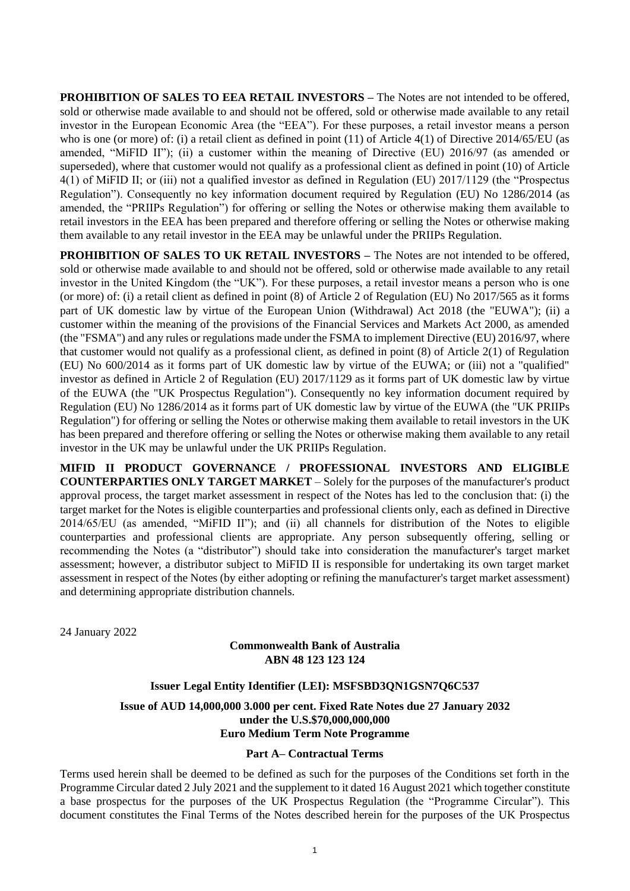**PROHIBITION OF SALES TO EEA RETAIL INVESTORS –** The Notes are not intended to be offered, sold or otherwise made available to and should not be offered, sold or otherwise made available to any retail investor in the European Economic Area (the "EEA"). For these purposes, a retail investor means a person who is one (or more) of: (i) a retail client as defined in point (11) of Article 4(1) of Directive 2014/65/EU (as amended, "MiFID II"); (ii) a customer within the meaning of Directive (EU) 2016/97 (as amended or superseded), where that customer would not qualify as a professional client as defined in point (10) of Article 4(1) of MiFID II; or (iii) not a qualified investor as defined in Regulation (EU) 2017/1129 (the "Prospectus Regulation"). Consequently no key information document required by Regulation (EU) No 1286/2014 (as amended, the "PRIIPs Regulation") for offering or selling the Notes or otherwise making them available to retail investors in the EEA has been prepared and therefore offering or selling the Notes or otherwise making them available to any retail investor in the EEA may be unlawful under the PRIIPs Regulation.

**PROHIBITION OF SALES TO UK RETAIL INVESTORS –** The Notes are not intended to be offered, sold or otherwise made available to and should not be offered, sold or otherwise made available to any retail investor in the United Kingdom (the "UK"). For these purposes, a retail investor means a person who is one (or more) of: (i) a retail client as defined in point (8) of Article 2 of Regulation (EU) No 2017/565 as it forms part of UK domestic law by virtue of the European Union (Withdrawal) Act 2018 (the "EUWA"); (ii) a customer within the meaning of the provisions of the Financial Services and Markets Act 2000, as amended (the "FSMA") and any rules or regulations made under the FSMA to implement Directive (EU) 2016/97, where that customer would not qualify as a professional client, as defined in point (8) of Article 2(1) of Regulation (EU) No 600/2014 as it forms part of UK domestic law by virtue of the EUWA; or (iii) not a "qualified" investor as defined in Article 2 of Regulation (EU) 2017/1129 as it forms part of UK domestic law by virtue of the EUWA (the "UK Prospectus Regulation"). Consequently no key information document required by Regulation (EU) No 1286/2014 as it forms part of UK domestic law by virtue of the EUWA (the "UK PRIIPs Regulation") for offering or selling the Notes or otherwise making them available to retail investors in the UK has been prepared and therefore offering or selling the Notes or otherwise making them available to any retail investor in the UK may be unlawful under the UK PRIIPs Regulation.

**MIFID II PRODUCT GOVERNANCE / PROFESSIONAL INVESTORS AND ELIGIBLE COUNTERPARTIES ONLY TARGET MARKET** – Solely for the purposes of the manufacturer's product approval process, the target market assessment in respect of the Notes has led to the conclusion that: (i) the target market for the Notes is eligible counterparties and professional clients only, each as defined in Directive 2014/65/EU (as amended, "MiFID II"); and (ii) all channels for distribution of the Notes to eligible counterparties and professional clients are appropriate. Any person subsequently offering, selling or recommending the Notes (a "distributor") should take into consideration the manufacturer's target market assessment; however, a distributor subject to MiFID II is responsible for undertaking its own target market assessment in respect of the Notes (by either adopting or refining the manufacturer's target market assessment) and determining appropriate distribution channels.

24 January 2022

**Commonwealth Bank of Australia**
**ABN 48 123 123 124**

**Issuer Legal Entity Identifier (LEI): MSFSBD3QN1GSN7Q6C537**

**Issue of AUD 14,000,000 3.000 per cent. Fixed Rate Notes due 27 January 2032**
**under the U.S.$70,000,000,000**
**Euro Medium Term Note Programme**

**Part A– Contractual Terms**

Terms used herein shall be deemed to be defined as such for the purposes of the Conditions set forth in the Programme Circular dated 2 July 2021 and the supplement to it dated 16 August 2021 which together constitute a base prospectus for the purposes of the UK Prospectus Regulation (the "Programme Circular"). This document constitutes the Final Terms of the Notes described herein for the purposes of the UK Prospectus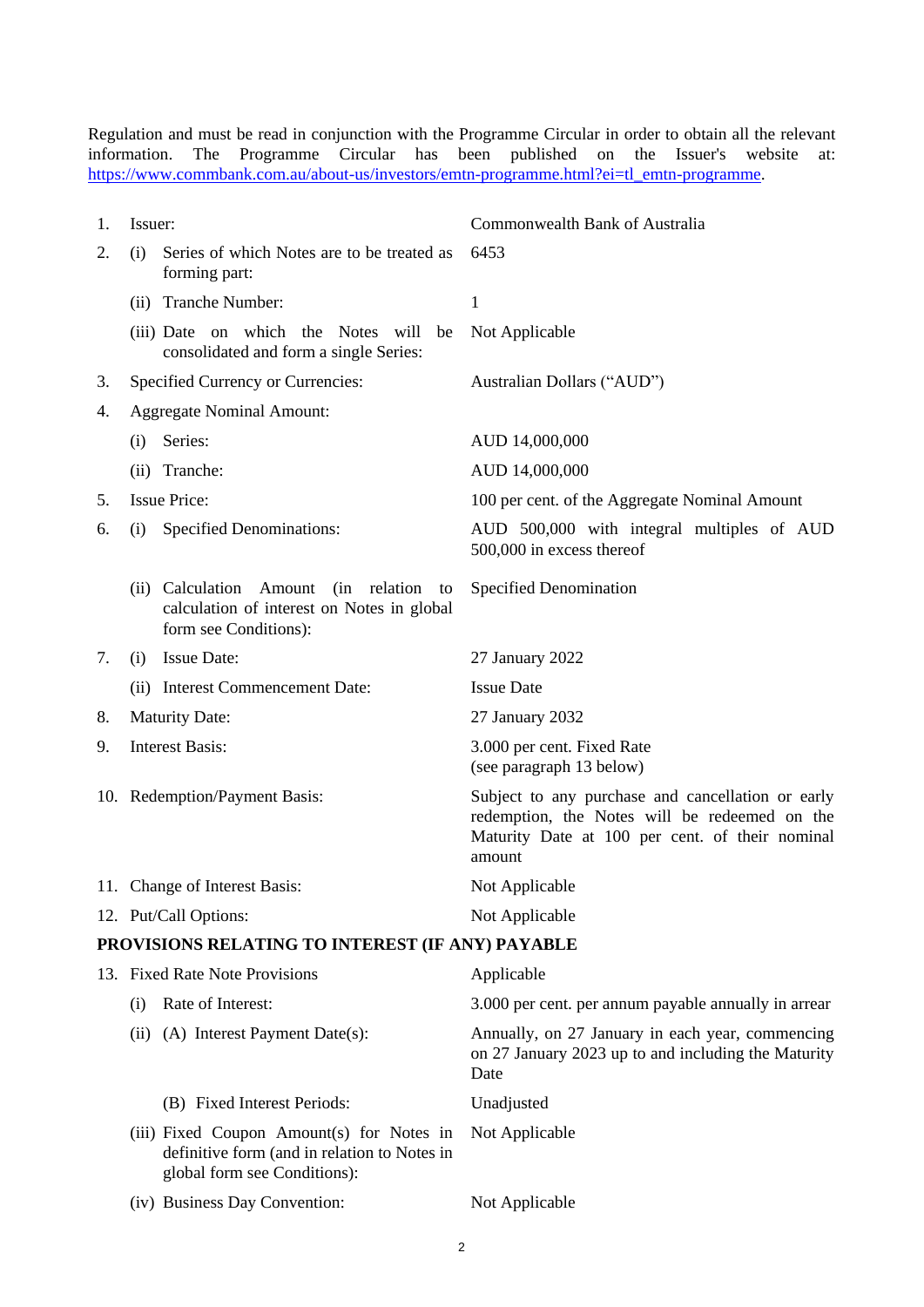Regulation and must be read in conjunction with the Programme Circular in order to obtain all the relevant information. The Programme Circular has been published on the Issuer's website at: https://www.commbank.com.au/about-us/investors/emtn-programme.html?ei=tl_emtn-programme.

| | | |
|---|---|---|
| 1. | Issuer: | Commonwealth Bank of Australia |
| 2. | (i) Series of which Notes are to be treated as forming part: | 6453 |
| | (ii) Tranche Number: | 1 |
| | (iii) Date on which the Notes will be consolidated and form a single Series: | Not Applicable |
| 3. | Specified Currency or Currencies: | Australian Dollars ("AUD") |
| 4. | Aggregate Nominal Amount: | |
| | (i) Series: | AUD 14,000,000 |
| | (ii) Tranche: | AUD 14,000,000 |
| 5. | Issue Price: | 100 per cent. of the Aggregate Nominal Amount |
| 6. | (i) Specified Denominations: | AUD 500,000 with integral multiples of AUD 500,000 in excess thereof |
| | (ii) Calculation Amount (in relation to calculation of interest on Notes in global form see Conditions): | Specified Denomination |
| 7. | (i) Issue Date: | 27 January 2022 |
| | (ii) Interest Commencement Date: | Issue Date |
| 8. | Maturity Date: | 27 January 2032 |
| 9. | Interest Basis: | 3.000 per cent. Fixed Rate (see paragraph 13 below) |
| 10. | Redemption/Payment Basis: | Subject to any purchase and cancellation or early redemption, the Notes will be redeemed on the Maturity Date at 100 per cent. of their nominal amount |
| 11. | Change of Interest Basis: | Not Applicable |
| 12. | Put/Call Options: | Not Applicable |

**PROVISIONS RELATING TO INTEREST (IF ANY) PAYABLE**

| | | |
|---|---|---|
| 13. | Fixed Rate Note Provisions | Applicable |
| | (i) Rate of Interest: | 3.000 per cent. per annum payable annually in arrear |
| | (ii) (A) Interest Payment Date(s): | Annually, on 27 January in each year, commencing on 27 January 2023 up to and including the Maturity Date |
| | (B) Fixed Interest Periods: | Unadjusted |
| | (iii) Fixed Coupon Amount(s) for Notes in definitive form (and in relation to Notes in global form see Conditions): | Not Applicable |
| | (iv) Business Day Convention: | Not Applicable |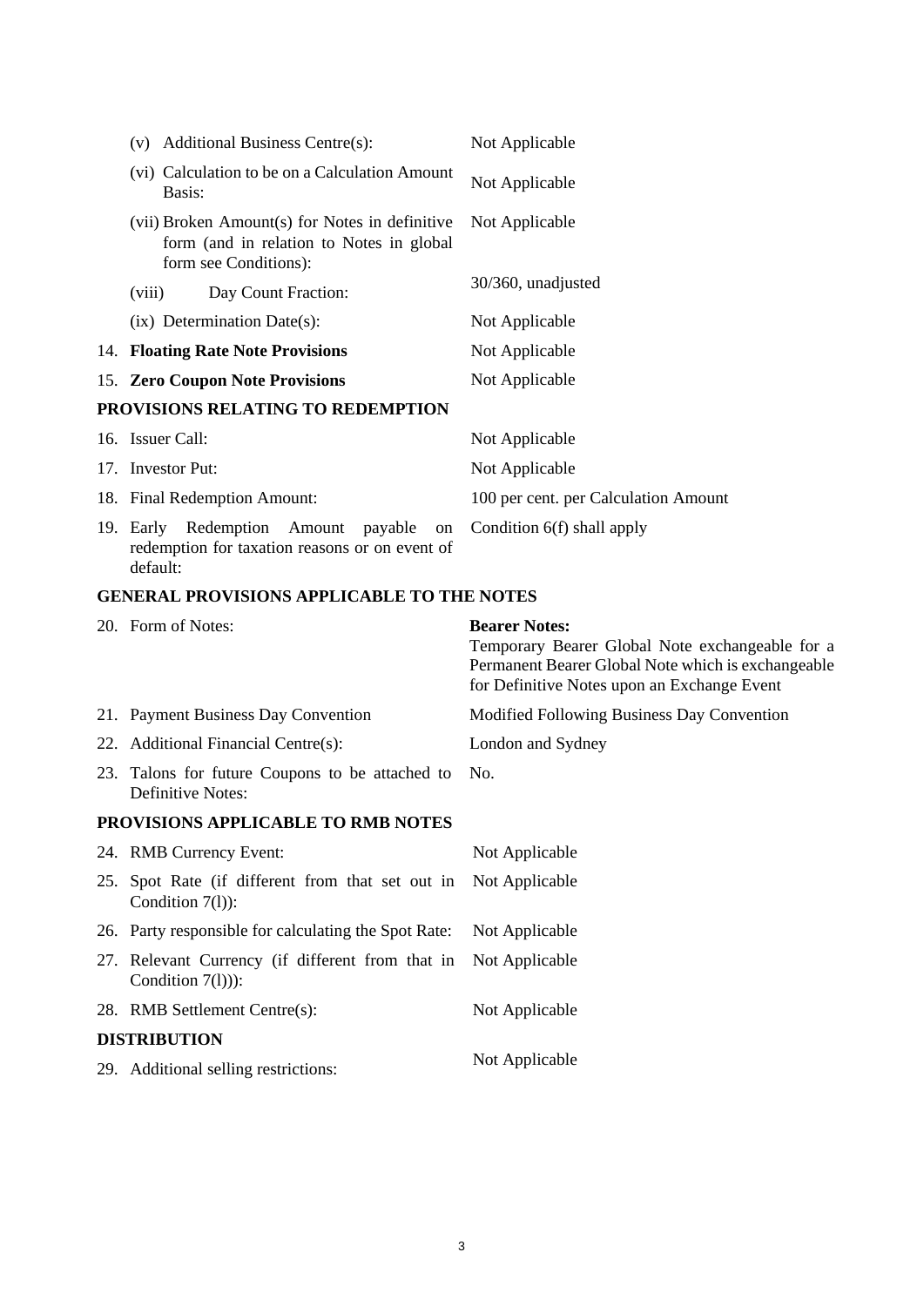| | |
|---|---|
| (v) Additional Business Centre(s): | Not Applicable |
| (vi) Calculation to be on a Calculation Amount Basis: | Not Applicable |
| (vii) Broken Amount(s) for Notes in definitive form (and in relation to Notes in global form see Conditions): | Not Applicable |
| (viii) Day Count Fraction: | 30/360, unadjusted |
| (ix) Determination Date(s): | Not Applicable |
| 14. **Floating Rate Note Provisions** | Not Applicable |
| 15. **Zero Coupon Note Provisions** | Not Applicable |

**PROVISIONS RELATING TO REDEMPTION**

| | |
|---|---|
| 16. Issuer Call: | Not Applicable |
| 17. Investor Put: | Not Applicable |
| 18. Final Redemption Amount: | 100 per cent. per Calculation Amount |
| 19. Early Redemption Amount payable on redemption for taxation reasons or on event of default: | Condition 6(f) shall apply |

**GENERAL PROVISIONS APPLICABLE TO THE NOTES**

| | |
|---|---|
| 20. Form of Notes: | **Bearer Notes:** Temporary Bearer Global Note exchangeable for a Permanent Bearer Global Note which is exchangeable for Definitive Notes upon an Exchange Event |
| 21. Payment Business Day Convention | Modified Following Business Day Convention |
| 22. Additional Financial Centre(s): | London and Sydney |
| 23. Talons for future Coupons to be attached to Definitive Notes: | No. |

**PROVISIONS APPLICABLE TO RMB NOTES**

| | |
|---|---|
| 24. RMB Currency Event: | Not Applicable |
| 25. Spot Rate (if different from that set out in Condition 7(l)): | Not Applicable |
| 26. Party responsible for calculating the Spot Rate: | Not Applicable |
| 27. Relevant Currency (if different from that in Condition 7(l))): | Not Applicable |
| 28. RMB Settlement Centre(s): | Not Applicable |

**DISTRIBUTION**

| | |
|---|---|
| 29. Additional selling restrictions: | Not Applicable |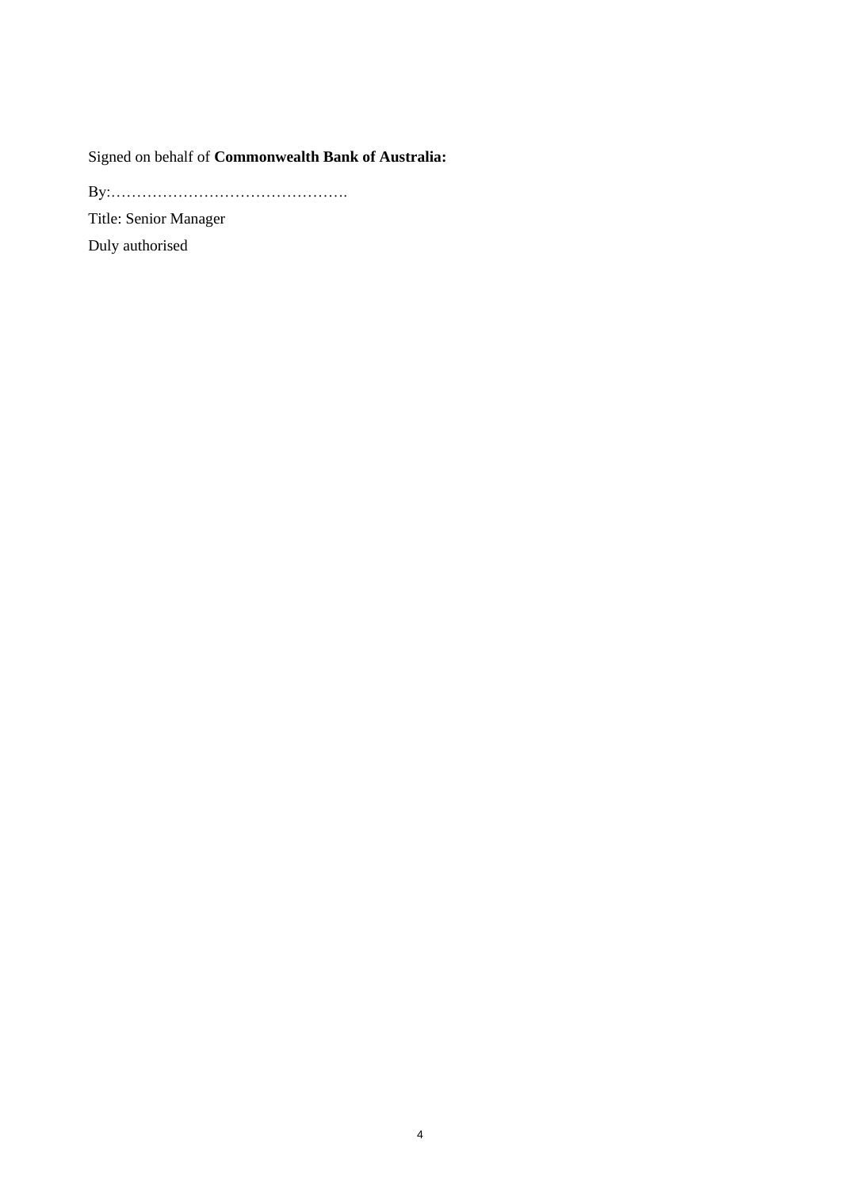Signed on behalf of **Commonwealth Bank of Australia:**

By:……………………………………….

Title: Senior Manager

Duly authorised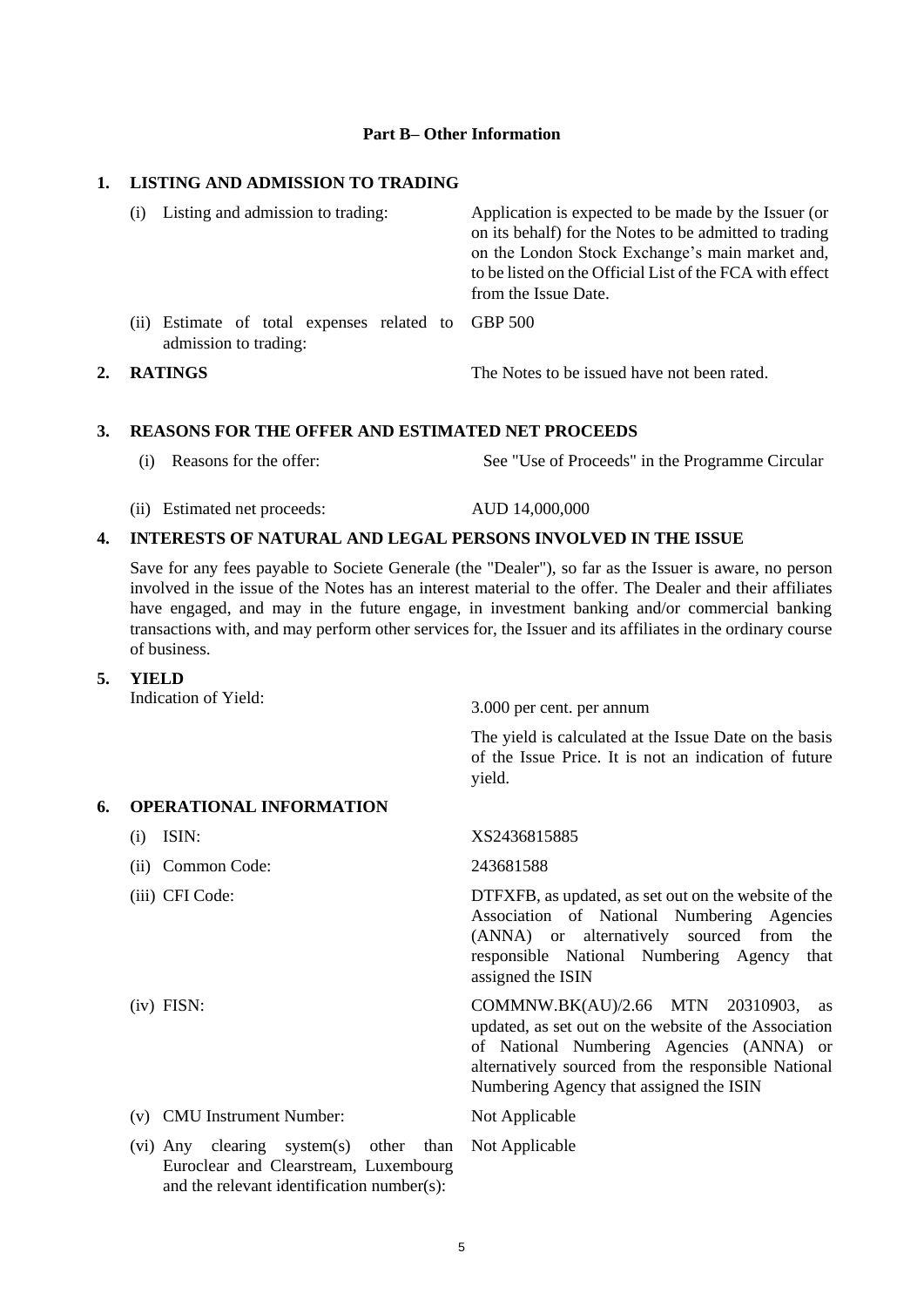## Part B– Other Information

### 1. LISTING AND ADMISSION TO TRADING

| | |
|---|---|
| (i) Listing and admission to trading: | Application is expected to be made by the Issuer (or on its behalf) for the Notes to be admitted to trading on the London Stock Exchange's main market and, to be listed on the Official List of the FCA with effect from the Issue Date. |
| (ii) Estimate of total expenses related to admission to trading: | GBP 500 |

### 2. RATINGS

The Notes to be issued have not been rated.

### 3. REASONS FOR THE OFFER AND ESTIMATED NET PROCEEDS

| | |
|---|---|
| (i) Reasons for the offer: | See "Use of Proceeds" in the Programme Circular |
| (ii) Estimated net proceeds: | AUD 14,000,000 |

### 4. INTERESTS OF NATURAL AND LEGAL PERSONS INVOLVED IN THE ISSUE

Save for any fees payable to Societe Generale (the "Dealer"), so far as the Issuer is aware, no person involved in the issue of the Notes has an interest material to the offer. The Dealer and their affiliates have engaged, and may in the future engage, in investment banking and/or commercial banking transactions with, and may perform other services for, the Issuer and its affiliates in the ordinary course of business.

### 5. YIELD

| | |
|---|---|
| Indication of Yield: | 3.000 per cent. per annum<br><br>The yield is calculated at the Issue Date on the basis of the Issue Price. It is not an indication of future yield. |

### 6. OPERATIONAL INFORMATION

| | |
|---|---|
| (i) ISIN: | XS2436815885 |
| (ii) Common Code: | 243681588 |
| (iii) CFI Code: | DTFXFB, as updated, as set out on the website of the Association of National Numbering Agencies (ANNA) or alternatively sourced from the responsible National Numbering Agency that assigned the ISIN |
| (iv) FISN: | COMMNW.BK(AU)/2.66 MTN 20310903, as updated, as set out on the website of the Association of National Numbering Agencies (ANNA) or alternatively sourced from the responsible National Numbering Agency that assigned the ISIN |
| (v) CMU Instrument Number: | Not Applicable |
| (vi) Any clearing system(s) other than Euroclear and Clearstream, Luxembourg and the relevant identification number(s): | Not Applicable |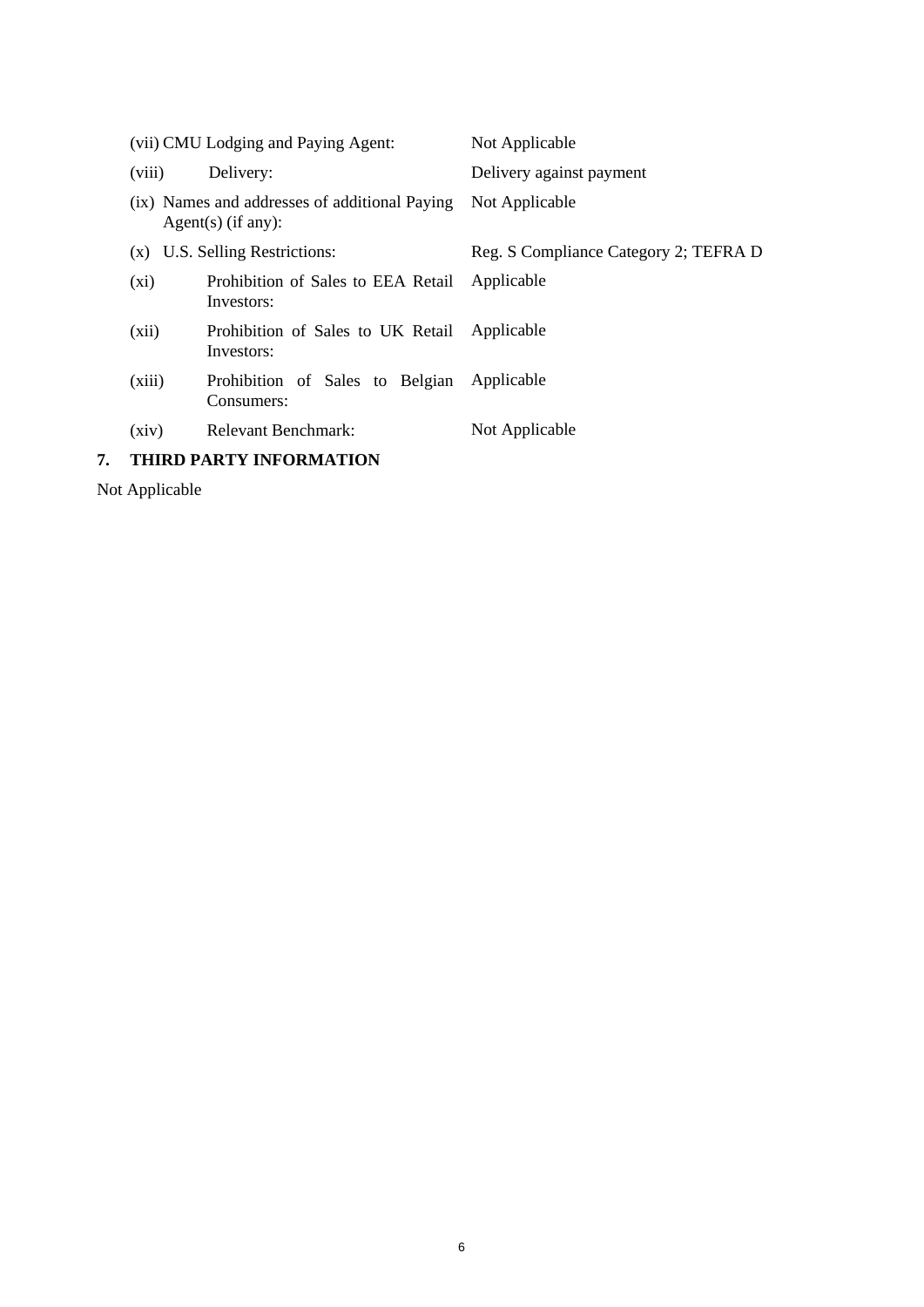| | |
|---|---|
| (vii) CMU Lodging and Paying Agent: | Not Applicable |
| (viii) Delivery: | Delivery against payment |
| (ix) Names and addresses of additional Paying Agent(s) (if any): | Not Applicable |
| (x) U.S. Selling Restrictions: | Reg. S Compliance Category 2; TEFRA D |
| (xi) Prohibition of Sales to EEA Retail Investors: | Applicable |
| (xii) Prohibition of Sales to UK Retail Investors: | Applicable |
| (xiii) Prohibition of Sales to Belgian Consumers: | Applicable |
| (xiv) Relevant Benchmark: | Not Applicable |

## 7. THIRD PARTY INFORMATION

Not Applicable